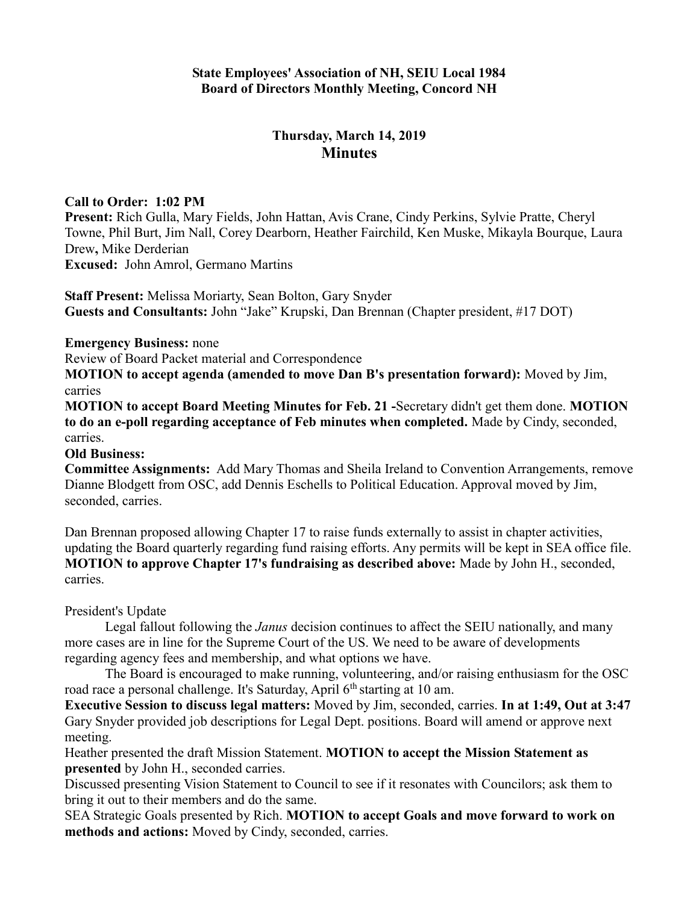**State Employees' Association of NH, SEIU Local 1984**
**Board of Directors Monthly Meeting, Concord NH**

## Thursday, March 14, 2019
## Minutes

**Call to Order: 1:02 PM**
**Present:** Rich Gulla, Mary Fields, John Hattan, Avis Crane, Cindy Perkins, Sylvie Pratte, Cheryl Towne, Phil Burt, Jim Nall, Corey Dearborn, Heather Fairchild, Ken Muske, Mikayla Bourque, Laura Drew**,** Mike Derderian
**Excused:** John Amrol, Germano Martins

**Staff Present:** Melissa Moriarty, Sean Bolton, Gary Snyder
**Guests and Consultants:** John "Jake" Krupski, Dan Brennan (Chapter president, #17 DOT)

**Emergency Business:** none
Review of Board Packet material and Correspondence
**MOTION to accept agenda (amended to move Dan B's presentation forward):** Moved by Jim, carries
**MOTION to accept Board Meeting Minutes for Feb. 21 -**Secretary didn't get them done. **MOTION to do an e-poll regarding acceptance of Feb minutes when completed.** Made by Cindy, seconded, carries.
**Old Business:**
**Committee Assignments:** Add Mary Thomas and Sheila Ireland to Convention Arrangements, remove Dianne Blodgett from OSC, add Dennis Eschells to Political Education. Approval moved by Jim, seconded, carries.

Dan Brennan proposed allowing Chapter 17 to raise funds externally to assist in chapter activities, updating the Board quarterly regarding fund raising efforts. Any permits will be kept in SEA office file. **MOTION to approve Chapter 17's fundraising as described above:** Made by John H., seconded, carries.

President's Update

Legal fallout following the *Janus* decision continues to affect the SEIU nationally, and many more cases are in line for the Supreme Court of the US. We need to be aware of developments regarding agency fees and membership, and what options we have.

The Board is encouraged to make running, volunteering, and/or raising enthusiasm for the OSC road race a personal challenge. It's Saturday, April 6th starting at 10 am.

**Executive Session to discuss legal matters:** Moved by Jim, seconded, carries. **In at 1:49, Out at 3:47**
Gary Snyder provided job descriptions for Legal Dept. positions. Board will amend or approve next meeting.
Heather presented the draft Mission Statement. **MOTION to accept the Mission Statement as presented** by John H., seconded carries.
Discussed presenting Vision Statement to Council to see if it resonates with Councilors; ask them to bring it out to their members and do the same.
SEA Strategic Goals presented by Rich. **MOTION to accept Goals and move forward to work on methods and actions:** Moved by Cindy, seconded, carries.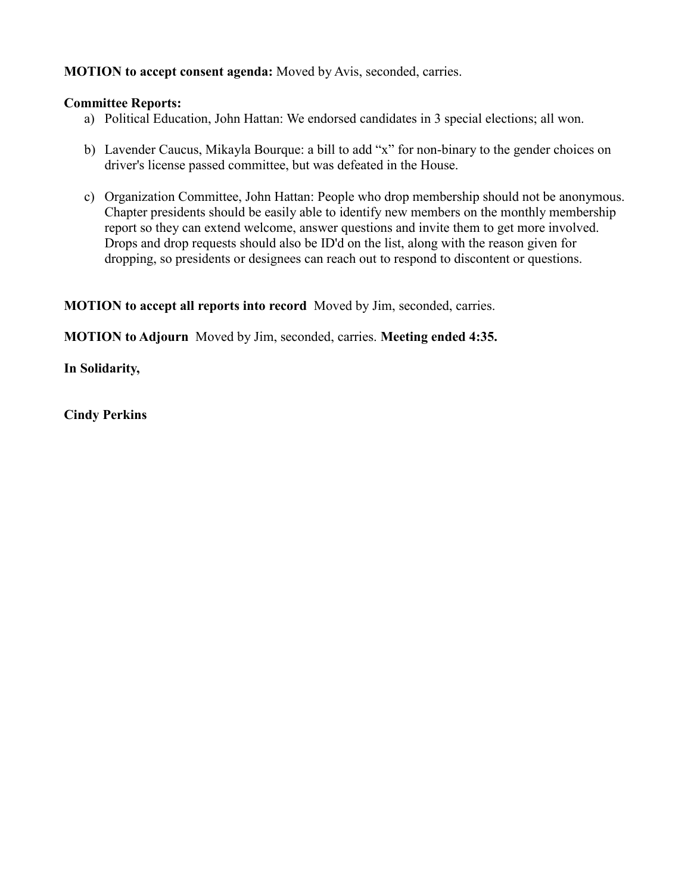**MOTION to accept consent agenda:** Moved by Avis, seconded, carries.

**Committee Reports:**

a) Political Education, John Hattan: We endorsed candidates in 3 special elections; all won.

b) Lavender Caucus, Mikayla Bourque: a bill to add "x" for non-binary to the gender choices on driver's license passed committee, but was defeated in the House.

c) Organization Committee, John Hattan: People who drop membership should not be anonymous. Chapter presidents should be easily able to identify new members on the monthly membership report so they can extend welcome, answer questions and invite them to get more involved. Drops and drop requests should also be ID'd on the list, along with the reason given for dropping, so presidents or designees can reach out to respond to discontent or questions.

**MOTION to accept all reports into record** Moved by Jim, seconded, carries.

**MOTION to Adjourn** Moved by Jim, seconded, carries. **Meeting ended 4:35.**

**In Solidarity,**

**Cindy Perkins**